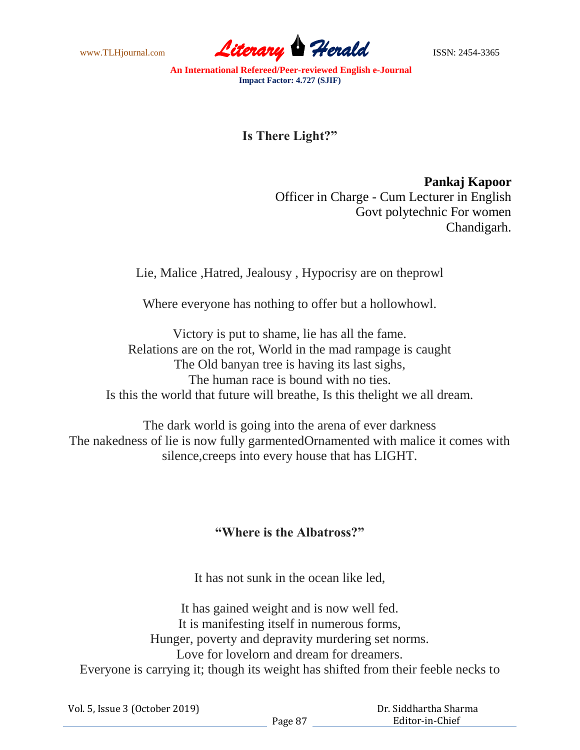# Is There Light?"

**Pankaj Kapoor**
Officer in Charge - Cum Lecturer in English
Govt polytechnic For women
Chandigarh.

Lie, Malice ,Hatred, Jealousy , Hypocrisy are on theprowl

Where everyone has nothing to offer but a hollowhowl.

Victory is put to shame, lie has all the fame.
Relations are on the rot, World in the mad rampage is caught
The Old banyan tree is having its last sighs,
The human race is bound with no ties.
Is this the world that future will breathe, Is this thelight we all dream.

The dark world is going into the arena of ever darkness
The nakedness of lie is now fully garmentedOrnamented with malice it comes with silence,creeps into every house that has LIGHT.

# "Where is the Albatross?"

It has not sunk in the ocean like led,

It has gained weight and is now well fed.
It is manifesting itself in numerous forms,
Hunger, poverty and depravity murdering set norms.
Love for lovelorn and dream for dreamers.
Everyone is carrying it; though its weight has shifted from their feeble necks to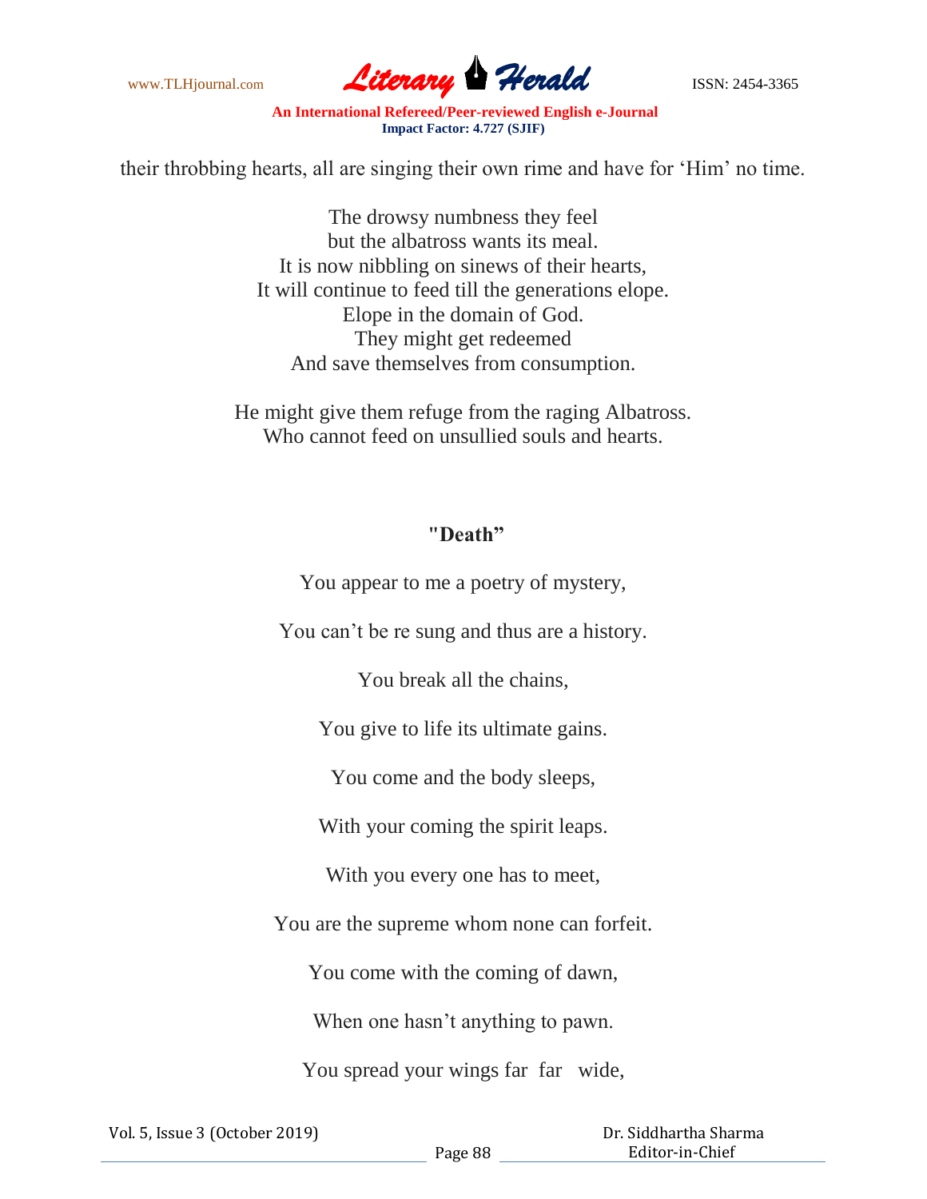their throbbing hearts, all are singing their own rime and have for 'Him' no time.

The drowsy numbness they feel  
but the albatross wants its meal.  
It is now nibbling on sinews of their hearts,  
It will continue to feed till the generations elope.  
Elope in the domain of God.  
They might get redeemed  
And save themselves from consumption.

He might give them refuge from the raging Albatross.  
Who cannot feed on unsullied souls and hearts.

## "Death"

You appear to me a poetry of mystery,

You can't be re sung and thus are a history.

You break all the chains,

You give to life its ultimate gains.

You come and the body sleeps,

With your coming the spirit leaps.

With you every one has to meet,

You are the supreme whom none can forfeit.

You come with the coming of dawn,

When one hasn't anything to pawn.

You spread your wings far far wide,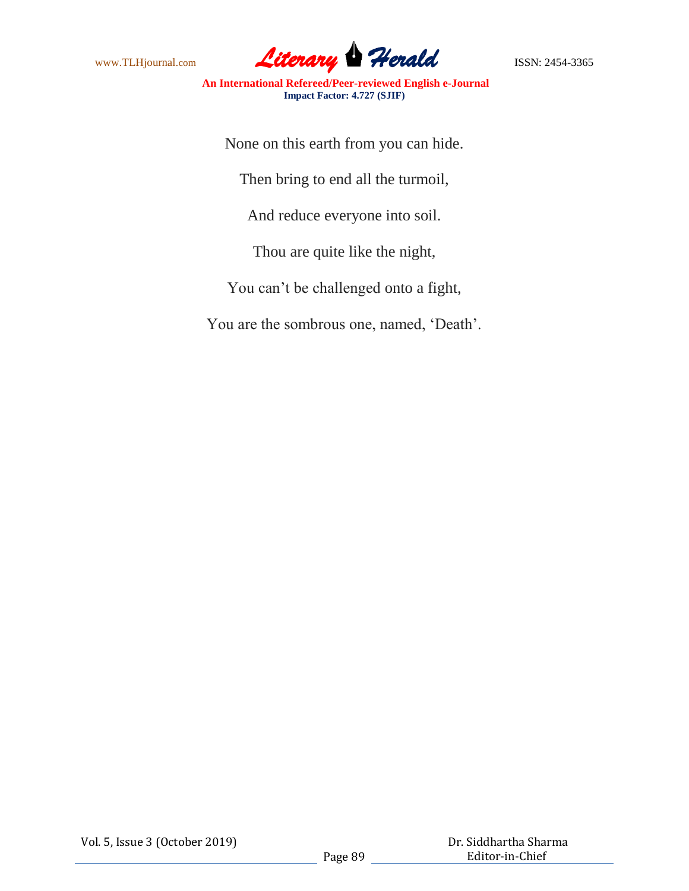None on this earth from you can hide.

Then bring to end all the turmoil,

And reduce everyone into soil.

Thou are quite like the night,

You can't be challenged onto a fight,

You are the sombrous one, named, 'Death'.